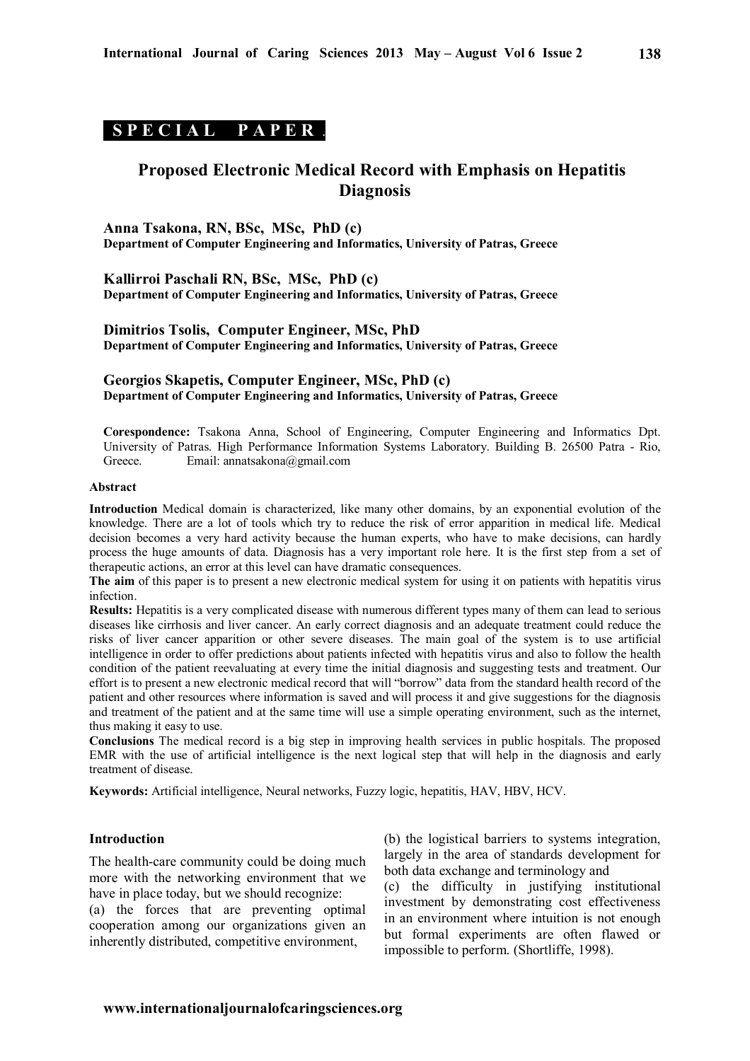**SPECIAL PAPER**

# Proposed Electronic Medical Record with Emphasis on Hepatitis Diagnosis

**Anna Tsakona, RN, BSc, MSc, PhD (c)**
**Department of Computer Engineering and Informatics, University of Patras, Greece**

**Kallirroi Paschali RN, BSc, MSc, PhD (c)**
**Department of Computer Engineering and Informatics, University of Patras, Greece**

**Dimitrios Tsolis, Computer Engineer, MSc, PhD**
**Department of Computer Engineering and Informatics, University of Patras, Greece**

**Georgios Skapetis, Computer Engineer, MSc, PhD (c)**
**Department of Computer Engineering and Informatics, University of Patras, Greece**

**Corespondence:** Tsakona Anna, School of Engineering, Computer Engineering and Informatics Dpt. University of Patras. High Performance Information Systems Laboratory. Building B. 26500 Patra - Rio, Greece. Email: annatsakona@gmail.com

## Abstract

**Introduction** Medical domain is characterized, like many other domains, by an exponential evolution of the knowledge. There are a lot of tools which try to reduce the risk of error apparition in medical life. Medical decision becomes a very hard activity because the human experts, who have to make decisions, can hardly process the huge amounts of data. Diagnosis has a very important role here. It is the first step from a set of therapeutic actions, an error at this level can have dramatic consequences.

**The aim** of this paper is to present a new electronic medical system for using it on patients with hepatitis virus infection.

**Results:** Hepatitis is a very complicated disease with numerous different types many of them can lead to serious diseases like cirrhosis and liver cancer. An early correct diagnosis and an adequate treatment could reduce the risks of liver cancer apparition or other severe diseases. The main goal of the system is to use artificial intelligence in order to offer predictions about patients infected with hepatitis virus and also to follow the health condition of the patient reevaluating at every time the initial diagnosis and suggesting tests and treatment. Our effort is to present a new electronic medical record that will "borrow" data from the standard health record of the patient and other resources where information is saved and will process it and give suggestions for the diagnosis and treatment of the patient and at the same time will use a simple operating environment, such as the internet, thus making it easy to use.

**Conclusions** The medical record is a big step in improving health services in public hospitals. The proposed EMR with the use of artificial intelligence is the next logical step that will help in the diagnosis and early treatment of disease.

**Keywords:** Artificial intelligence, Neural networks, Fuzzy logic, hepatitis, HAV, HBV, HCV.

## Introduction

The health-care community could be doing much more with the networking environment that we have in place today, but we should recognize:

(a) the forces that are preventing optimal cooperation among our organizations given an inherently distributed, competitive environment,

(b) the logistical barriers to systems integration, largely in the area of standards development for both data exchange and terminology and

(c) the difficulty in justifying institutional investment by demonstrating cost effectiveness in an environment where intuition is not enough but formal experiments are often flawed or impossible to perform. (Shortliffe, 1998).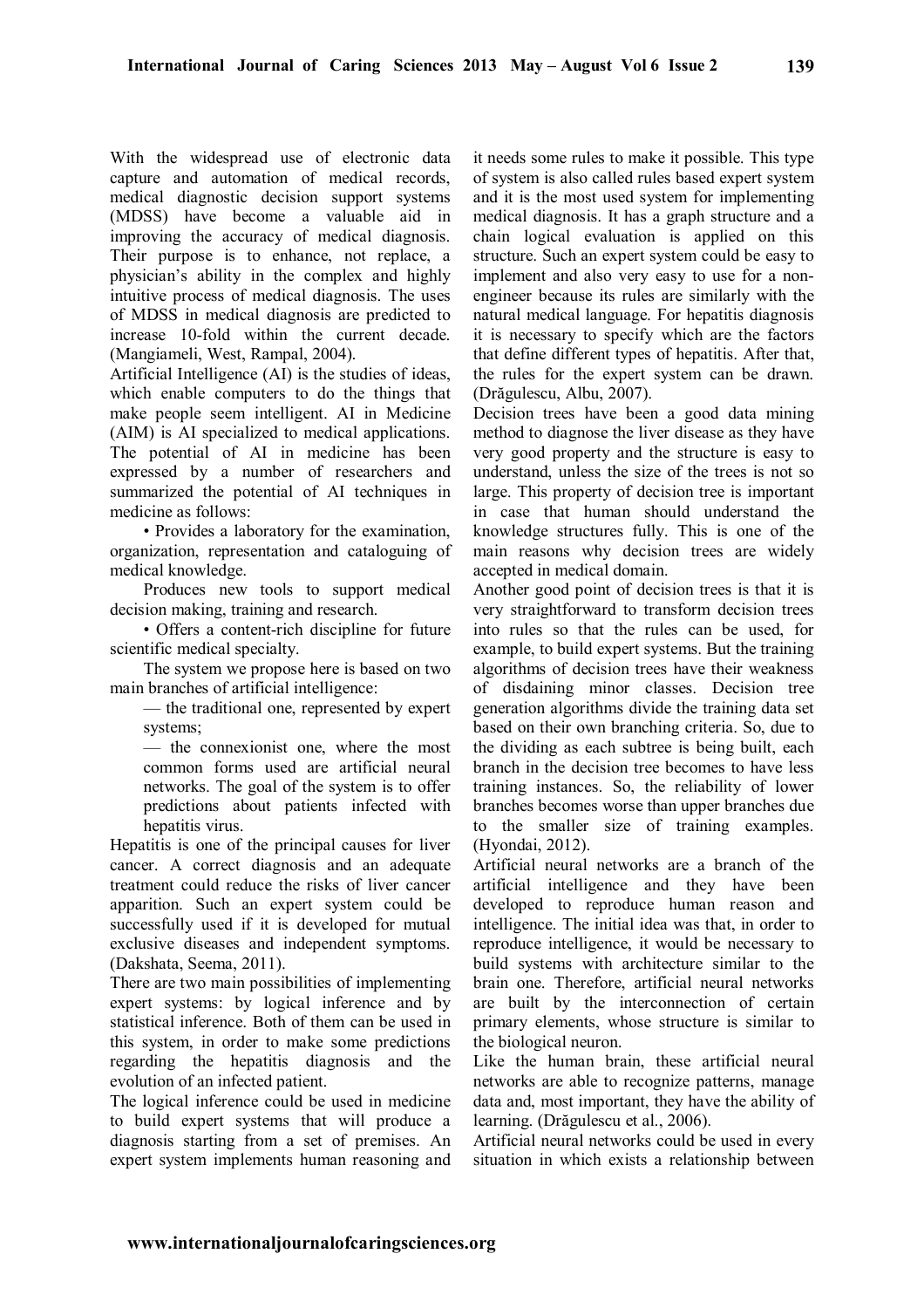With the widespread use of electronic data capture and automation of medical records, medical diagnostic decision support systems (MDSS) have become a valuable aid in improving the accuracy of medical diagnosis. Their purpose is to enhance, not replace, a physician's ability in the complex and highly intuitive process of medical diagnosis. The uses of MDSS in medical diagnosis are predicted to increase 10-fold within the current decade. (Mangiameli, West, Rampal, 2004).

Artificial Intelligence (AI) is the studies of ideas, which enable computers to do the things that make people seem intelligent. AI in Medicine (AIM) is AI specialized to medical applications. The potential of AI in medicine has been expressed by a number of researchers and summarized the potential of AI techniques in medicine as follows:

- Provides a laboratory for the examination, organization, representation and cataloguing of medical knowledge.

Produces new tools to support medical decision making, training and research.

- Offers a content-rich discipline for future scientific medical specialty.

The system we propose here is based on two main branches of artificial intelligence:

— the traditional one, represented by expert systems;

— the connexionist one, where the most common forms used are artificial neural networks. The goal of the system is to offer predictions about patients infected with hepatitis virus.

Hepatitis is one of the principal causes for liver cancer. A correct diagnosis and an adequate treatment could reduce the risks of liver cancer apparition. Such an expert system could be successfully used if it is developed for mutual exclusive diseases and independent symptoms. (Dakshata, Seema, 2011).

There are two main possibilities of implementing expert systems: by logical inference and by statistical inference. Both of them can be used in this system, in order to make some predictions regarding the hepatitis diagnosis and the evolution of an infected patient.

The logical inference could be used in medicine to build expert systems that will produce a diagnosis starting from a set of premises. An expert system implements human reasoning and it needs some rules to make it possible. This type of system is also called rules based expert system and it is the most used system for implementing medical diagnosis. It has a graph structure and a chain logical evaluation is applied on this structure. Such an expert system could be easy to implement and also very easy to use for a non-engineer because its rules are similarly with the natural medical language. For hepatitis diagnosis it is necessary to specify which are the factors that define different types of hepatitis. After that, the rules for the expert system can be drawn. (Drăgulescu, Albu, 2007).

Decision trees have been a good data mining method to diagnose the liver disease as they have very good property and the structure is easy to understand, unless the size of the trees is not so large. This property of decision tree is important in case that human should understand the knowledge structures fully. This is one of the main reasons why decision trees are widely accepted in medical domain.

Another good point of decision trees is that it is very straightforward to transform decision trees into rules so that the rules can be used, for example, to build expert systems. But the training algorithms of decision trees have their weakness of disdaining minor classes. Decision tree generation algorithms divide the training data set based on their own branching criteria. So, due to the dividing as each subtree is being built, each branch in the decision tree becomes to have less training instances. So, the reliability of lower branches becomes worse than upper branches due to the smaller size of training examples. (Hyondai, 2012).

Artificial neural networks are a branch of the artificial intelligence and they have been developed to reproduce human reason and intelligence. The initial idea was that, in order to reproduce intelligence, it would be necessary to build systems with architecture similar to the brain one. Therefore, artificial neural networks are built by the interconnection of certain primary elements, whose structure is similar to the biological neuron.

Like the human brain, these artificial neural networks are able to recognize patterns, manage data and, most important, they have the ability of learning. (Drăgulescu et al., 2006).

Artificial neural networks could be used in every situation in which exists a relationship between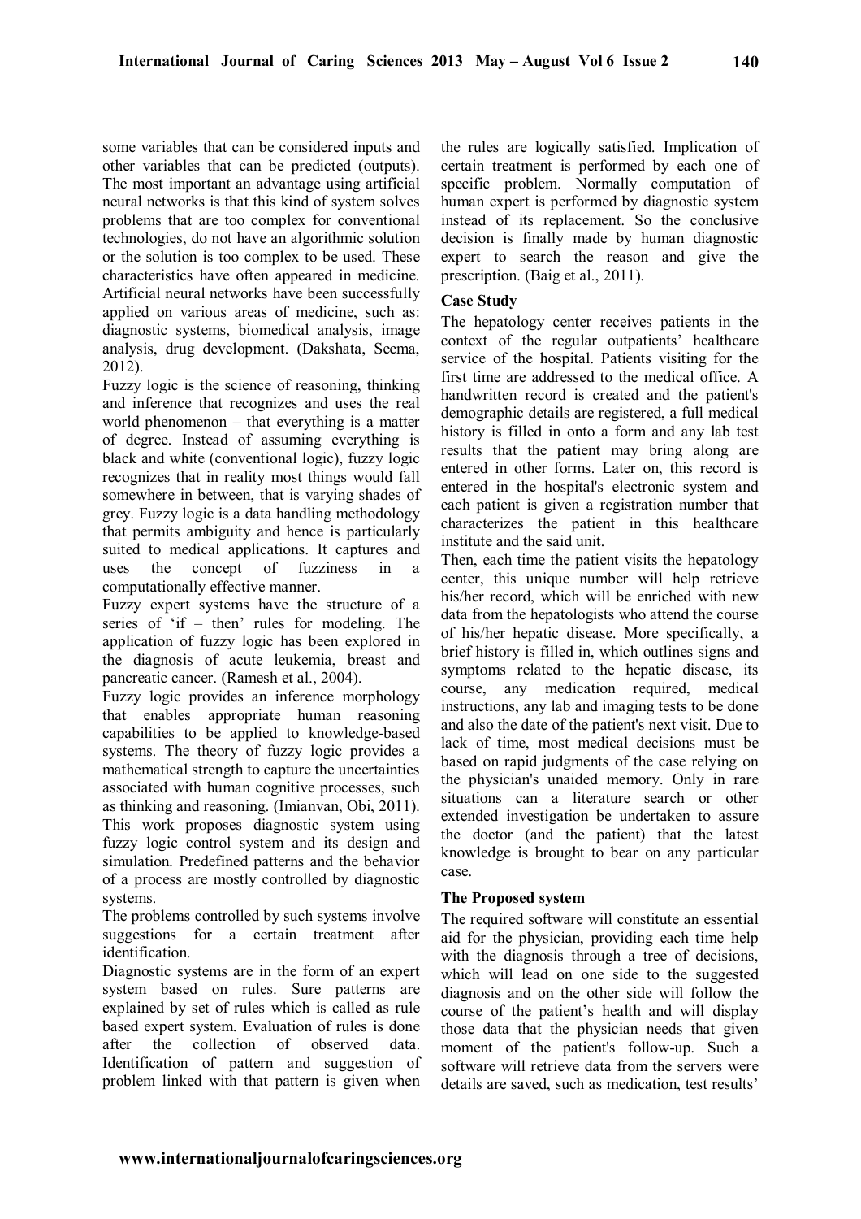some variables that can be considered inputs and other variables that can be predicted (outputs). The most important an advantage using artificial neural networks is that this kind of system solves problems that are too complex for conventional technologies, do not have an algorithmic solution or the solution is too complex to be used. These characteristics have often appeared in medicine. Artificial neural networks have been successfully applied on various areas of medicine, such as: diagnostic systems, biomedical analysis, image analysis, drug development. (Dakshata, Seema, 2012).

Fuzzy logic is the science of reasoning, thinking and inference that recognizes and uses the real world phenomenon – that everything is a matter of degree. Instead of assuming everything is black and white (conventional logic), fuzzy logic recognizes that in reality most things would fall somewhere in between, that is varying shades of grey. Fuzzy logic is a data handling methodology that permits ambiguity and hence is particularly suited to medical applications. It captures and uses the concept of fuzziness in a computationally effective manner.

Fuzzy expert systems have the structure of a series of 'if – then' rules for modeling. The application of fuzzy logic has been explored in the diagnosis of acute leukemia, breast and pancreatic cancer. (Ramesh et al., 2004).

Fuzzy logic provides an inference morphology that enables appropriate human reasoning capabilities to be applied to knowledge-based systems. The theory of fuzzy logic provides a mathematical strength to capture the uncertainties associated with human cognitive processes, such as thinking and reasoning. (Imianvan, Obi, 2011).

This work proposes diagnostic system using fuzzy logic control system and its design and simulation. Predefined patterns and the behavior of a process are mostly controlled by diagnostic systems.

The problems controlled by such systems involve suggestions for a certain treatment after identification.

Diagnostic systems are in the form of an expert system based on rules. Sure patterns are explained by set of rules which is called as rule based expert system. Evaluation of rules is done after the collection of observed data. Identification of pattern and suggestion of problem linked with that pattern is given when the rules are logically satisfied. Implication of certain treatment is performed by each one of specific problem. Normally computation of human expert is performed by diagnostic system instead of its replacement. So the conclusive decision is finally made by human diagnostic expert to search the reason and give the prescription. (Baig et al., 2011).

**Case Study**

The hepatology center receives patients in the context of the regular outpatients' healthcare service of the hospital. Patients visiting for the first time are addressed to the medical office. A handwritten record is created and the patient's demographic details are registered, a full medical history is filled in onto a form and any lab test results that the patient may bring along are entered in other forms. Later on, this record is entered in the hospital's electronic system and each patient is given a registration number that characterizes the patient in this healthcare institute and the said unit.

Then, each time the patient visits the hepatology center, this unique number will help retrieve his/her record, which will be enriched with new data from the hepatologists who attend the course of his/her hepatic disease. More specifically, a brief history is filled in, which outlines signs and symptoms related to the hepatic disease, its course, any medication required, medical instructions, any lab and imaging tests to be done and also the date of the patient's next visit. Due to lack of time, most medical decisions must be based on rapid judgments of the case relying on the physician's unaided memory. Only in rare situations can a literature search or other extended investigation be undertaken to assure the doctor (and the patient) that the latest knowledge is brought to bear on any particular case.

**The Proposed system**

The required software will constitute an essential aid for the physician, providing each time help with the diagnosis through a tree of decisions, which will lead on one side to the suggested diagnosis and on the other side will follow the course of the patient's health and will display those data that the physician needs that given moment of the patient's follow-up. Such a software will retrieve data from the servers were details are saved, such as medication, test results'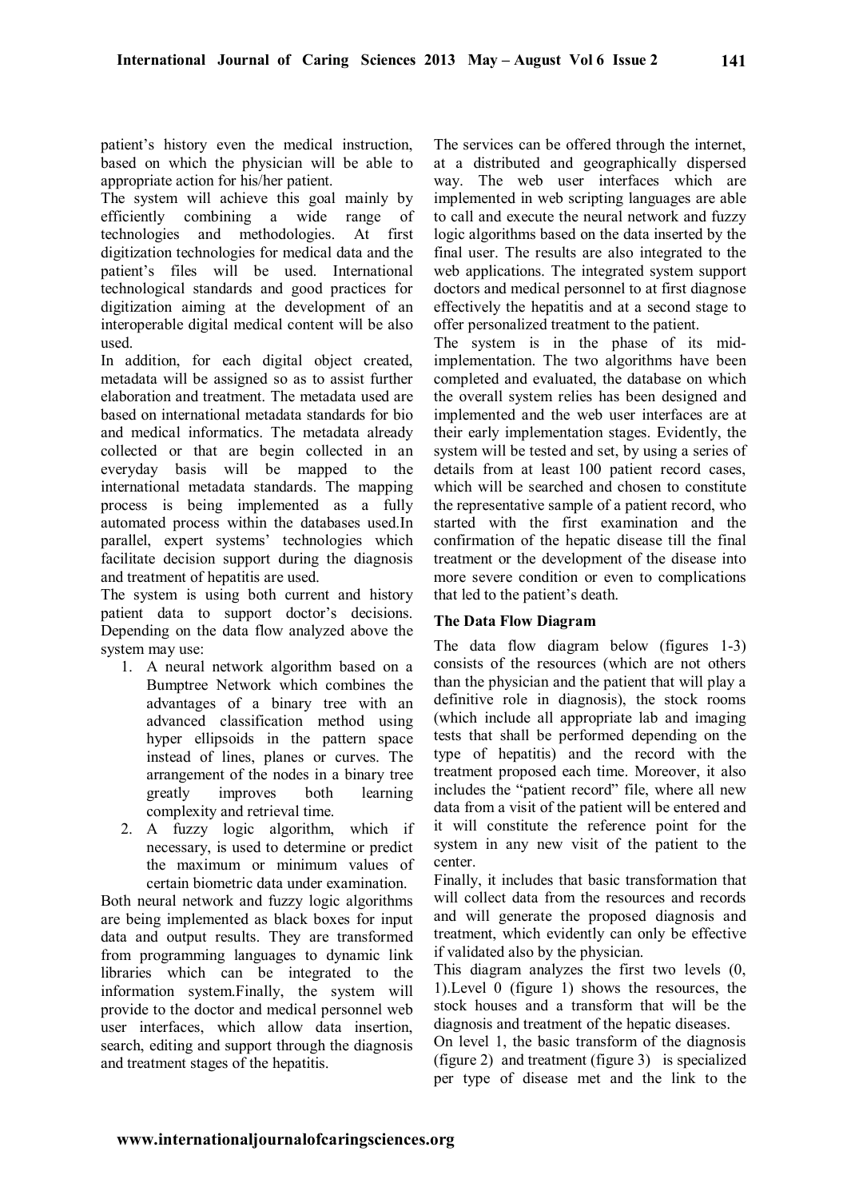patient's history even the medical instruction, based on which the physician will be able to appropriate action for his/her patient.

The system will achieve this goal mainly by efficiently combining a wide range of technologies and methodologies. At first digitization technologies for medical data and the patient's files will be used. International technological standards and good practices for digitization aiming at the development of an interoperable digital medical content will be also used.

In addition, for each digital object created, metadata will be assigned so as to assist further elaboration and treatment. The metadata used are based on international metadata standards for bio and medical informatics. The metadata already collected or that are begin collected in an everyday basis will be mapped to the international metadata standards. The mapping process is being implemented as a fully automated process within the databases used.In parallel, expert systems' technologies which facilitate decision support during the diagnosis and treatment of hepatitis are used.

The system is using both current and history patient data to support doctor's decisions. Depending on the data flow analyzed above the system may use:

1. A neural network algorithm based on a Bumptree Network which combines the advantages of a binary tree with an advanced classification method using hyper ellipsoids in the pattern space instead of lines, planes or curves. The arrangement of the nodes in a binary tree greatly improves both learning complexity and retrieval time.
2. A fuzzy logic algorithm, which if necessary, is used to determine or predict the maximum or minimum values of certain biometric data under examination.

Both neural network and fuzzy logic algorithms are being implemented as black boxes for input data and output results. They are transformed from programming languages to dynamic link libraries which can be integrated to the information system.Finally, the system will provide to the doctor and medical personnel web user interfaces, which allow data insertion, search, editing and support through the diagnosis and treatment stages of the hepatitis.

The services can be offered through the internet, at a distributed and geographically dispersed way. The web user interfaces which are implemented in web scripting languages are able to call and execute the neural network and fuzzy logic algorithms based on the data inserted by the final user. The results are also integrated to the web applications. The integrated system support doctors and medical personnel to at first diagnose effectively the hepatitis and at a second stage to offer personalized treatment to the patient.

The system is in the phase of its mid-implementation. The two algorithms have been completed and evaluated, the database on which the overall system relies has been designed and implemented and the web user interfaces are at their early implementation stages. Evidently, the system will be tested and set, by using a series of details from at least 100 patient record cases, which will be searched and chosen to constitute the representative sample of a patient record, who started with the first examination and the confirmation of the hepatic disease till the final treatment or the development of the disease into more severe condition or even to complications that led to the patient's death.

**The Data Flow Diagram**

The data flow diagram below (figures 1-3) consists of the resources (which are not others than the physician and the patient that will play a definitive role in diagnosis), the stock rooms (which include all appropriate lab and imaging tests that shall be performed depending on the type of hepatitis) and the record with the treatment proposed each time. Moreover, it also includes the "patient record" file, where all new data from a visit of the patient will be entered and it will constitute the reference point for the system in any new visit of the patient to the center.

Finally, it includes that basic transformation that will collect data from the resources and records and will generate the proposed diagnosis and treatment, which evidently can only be effective if validated also by the physician.

This diagram analyzes the first two levels (0, 1).Level 0 (figure 1) shows the resources, the stock houses and a transform that will be the diagnosis and treatment of the hepatic diseases.

On level 1, the basic transform of the diagnosis (figure 2) and treatment (figure 3) is specialized per type of disease met and the link to the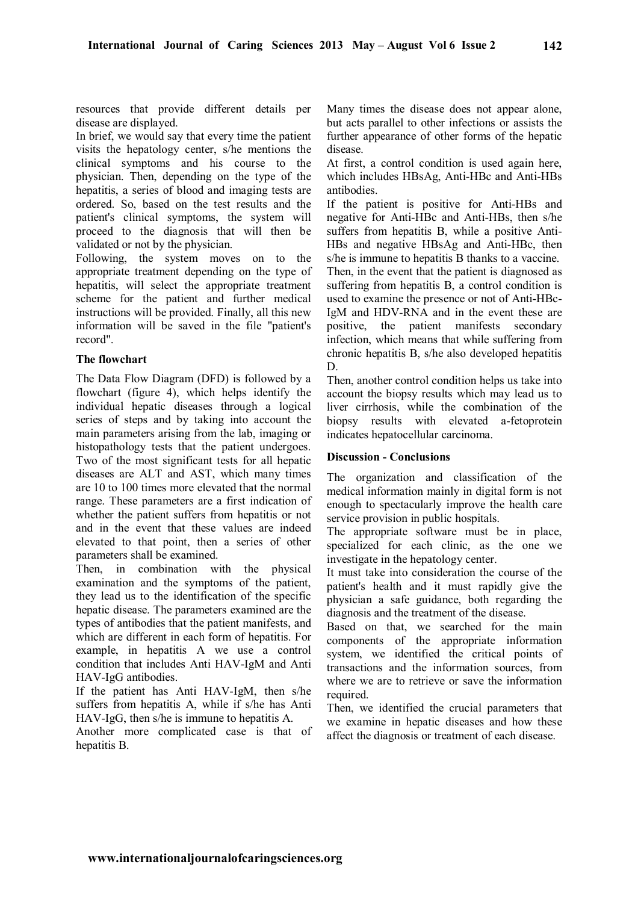resources that provide different details per disease are displayed.

In brief, we would say that every time the patient visits the hepatology center, s/he mentions the clinical symptoms and his course to the physician. Then, depending on the type of the hepatitis, a series of blood and imaging tests are ordered. So, based on the test results and the patient's clinical symptoms, the system will proceed to the diagnosis that will then be validated or not by the physician.

Following, the system moves on to the appropriate treatment depending on the type of hepatitis, will select the appropriate treatment scheme for the patient and further medical instructions will be provided. Finally, all this new information will be saved in the file "patient's record".

**The flowchart**

The Data Flow Diagram (DFD) is followed by a flowchart (figure 4), which helps identify the individual hepatic diseases through a logical series of steps and by taking into account the main parameters arising from the lab, imaging or histopathology tests that the patient undergoes. Two of the most significant tests for all hepatic diseases are ALT and AST, which many times are 10 to 100 times more elevated that the normal range. These parameters are a first indication of whether the patient suffers from hepatitis or not and in the event that these values are indeed elevated to that point, then a series of other parameters shall be examined.

Then, in combination with the physical examination and the symptoms of the patient, they lead us to the identification of the specific hepatic disease. The parameters examined are the types of antibodies that the patient manifests, and which are different in each form of hepatitis. For example, in hepatitis A we use a control condition that includes Anti HAV-IgM and Anti HAV-IgG antibodies.

If the patient has Anti HAV-IgM, then s/he suffers from hepatitis A, while if s/he has Anti HAV-IgG, then s/he is immune to hepatitis A.

Another more complicated case is that of hepatitis B.

Many times the disease does not appear alone, but acts parallel to other infections or assists the further appearance of other forms of the hepatic disease.

At first, a control condition is used again here, which includes HBsAg, Anti-HBc and Anti-HBs antibodies.

If the patient is positive for Anti-HBs and negative for Anti-HBc and Anti-HBs, then s/he suffers from hepatitis B, while a positive Anti-HBs and negative HBsAg and Anti-HBc, then s/he is immune to hepatitis B thanks to a vaccine.

Then, in the event that the patient is diagnosed as suffering from hepatitis B, a control condition is used to examine the presence or not of Anti-HBc-IgM and HDV-RNA and in the event these are positive, the patient manifests secondary infection, which means that while suffering from chronic hepatitis B, s/he also developed hepatitis D.

Then, another control condition helps us take into account the biopsy results which may lead us to liver cirrhosis, while the combination of the biopsy results with elevated a-fetoprotein indicates hepatocellular carcinoma.

**Discussion - Conclusions**

The organization and classification of the medical information mainly in digital form is not enough to spectacularly improve the health care service provision in public hospitals.

The appropriate software must be in place, specialized for each clinic, as the one we investigate in the hepatology center.

It must take into consideration the course of the patient's health and it must rapidly give the physician a safe guidance, both regarding the diagnosis and the treatment of the disease.

Based on that, we searched for the main components of the appropriate information system, we identified the critical points of transactions and the information sources, from where we are to retrieve or save the information required.

Then, we identified the crucial parameters that we examine in hepatic diseases and how these affect the diagnosis or treatment of each disease.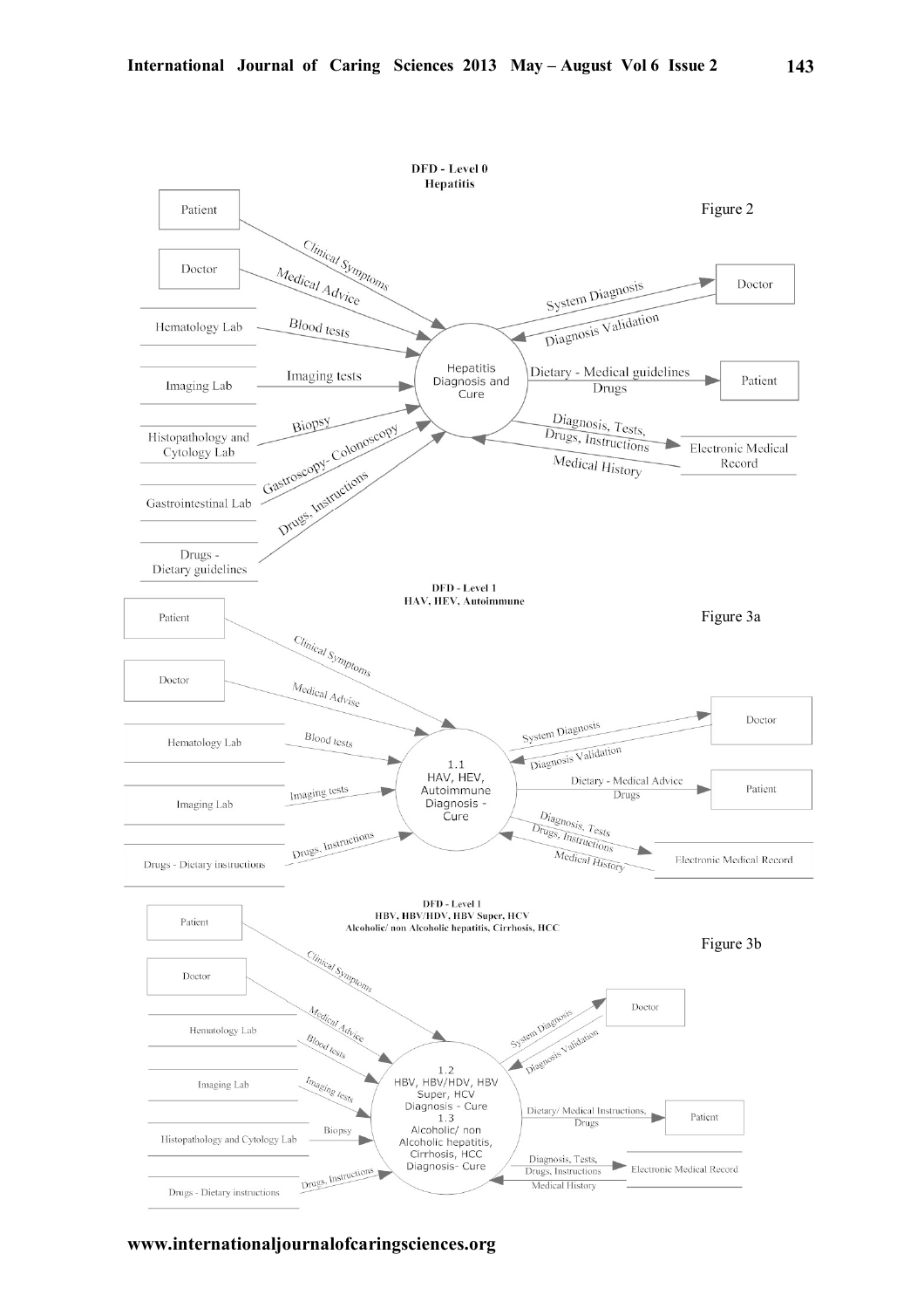DFD - Level 0
Hepatitis

Figure 2

- Patient → Clinical Symptoms → Hepatitis Diagnosis and Cure
- Doctor → Medical Advice → Hepatitis Diagnosis and Cure
- Hematology Lab → Blood tests → Hepatitis Diagnosis and Cure
- Imaging Lab → Imaging tests → Hepatitis Diagnosis and Cure
- Histopathology and Cytology Lab → Biopsy → Hepatitis Diagnosis and Cure
- Gastrointestinal Lab → Gastroscopy- Colonoscopy → Hepatitis Diagnosis and Cure
- Drugs - Dietary guidelines → Drugs, Instructions → Hepatitis Diagnosis and Cure
- Hepatitis Diagnosis and Cure → System Diagnosis → Doctor
- Doctor → Diagnosis Validation → Hepatitis Diagnosis and Cure
- Hepatitis Diagnosis and Cure → Dietary - Medical guidelines, Drugs → Patient
- Hepatitis Diagnosis and Cure → Diagnosis, Tests, Drugs, Instructions → Electronic Medical Record
- Electronic Medical Record → Medical History → Hepatitis Diagnosis and Cure

DFD - Level 1
HAV, HEV, Autoimmune

Figure 3a

- Patient → Clinical Symptoms → 1.1 HAV, HEV, Autoimmune Diagnosis - Cure
- Doctor → Medical Advise → 1.1
- Hematology Lab → Blood tests → 1.1
- Imaging Lab → Imaging tests → 1.1
- Drugs - Dietary instructions → Drugs, Instructions → 1.1
- 1.1 → System Diagnosis → Doctor
- Doctor → Diagnosis Validation → 1.1
- 1.1 → Dietary - Medical Advice, Drugs → Patient
- 1.1 → Diagnosis, Tests, Drugs, Instructions → Electronic Medical Record
- Electronic Medical Record → Medical History → 1.1

DFD - Level 1
HBV, HBV/HDV, HBV Super, HCV
Alcoholic/ non Alcoholic hepatitis, Cirrhosis, HCC

Figure 3b

- Patient → Clinical Symptoms → 1.2 HBV, HBV/HDV, HBV Super, HCV Diagnosis - Cure / 1.3 Alcoholic/ non Alcoholic hepatitis, Cirrhosis, HCC Diagnosis- Cure
- Doctor → Medical Advice → 1.2 / 1.3
- Hematology Lab → Blood tests → 1.2 / 1.3
- Imaging Lab → Imaging tests → 1.2 / 1.3
- Histopathology and Cytology Lab → Biopsy → 1.2 / 1.3
- Drugs - Dietary instructions → Drugs, Instructions → 1.2 / 1.3
- 1.2 / 1.3 → System Diagnosis → Doctor
- Doctor → Diagnosis Validation → 1.2 / 1.3
- 1.2 / 1.3 → Dietary/ Medical Instructions, Drugs → Patient
- 1.2 / 1.3 → Diagnosis, Tests, Drugs, Instructions → Electronic Medical Record
- Electronic Medical Record → Medical History → 1.2 / 1.3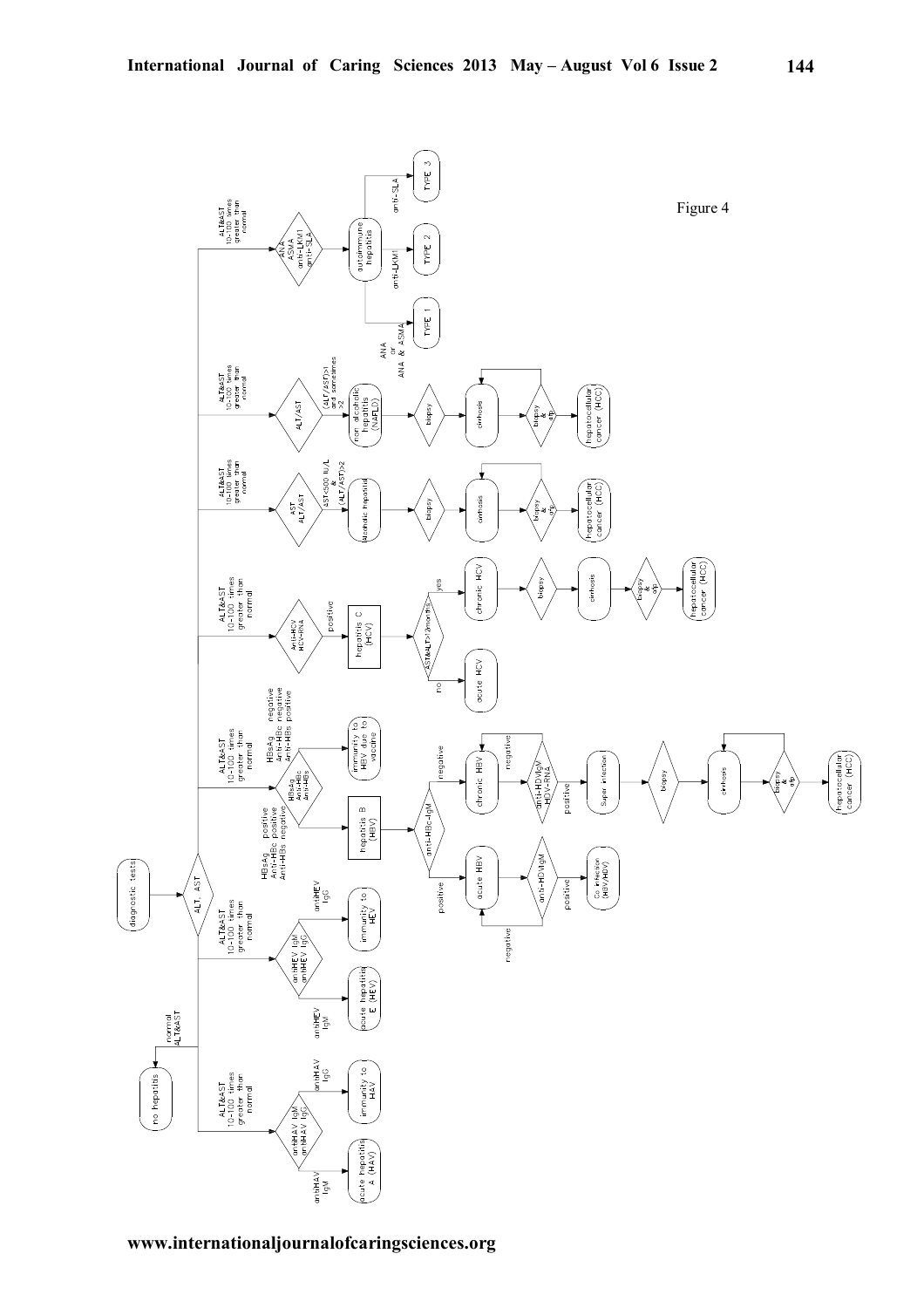Figure 4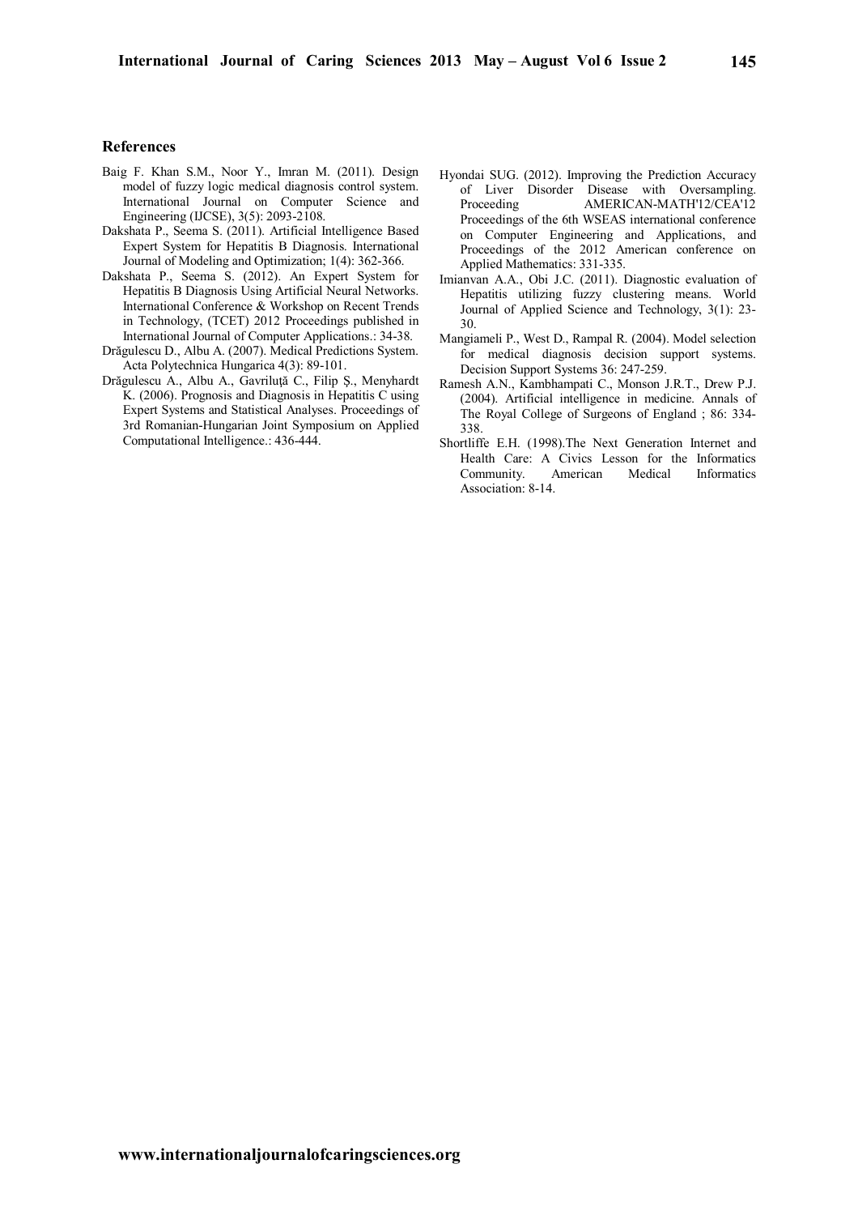## References

Baig F. Khan S.M., Noor Y., Imran M. (2011). Design model of fuzzy logic medical diagnosis control system. International Journal on Computer Science and Engineering (IJCSE), 3(5): 2093-2108.

Dakshata P., Seema S. (2011). Artificial Intelligence Based Expert System for Hepatitis B Diagnosis. International Journal of Modeling and Optimization; 1(4): 362-366.

Dakshata P., Seema S. (2012). An Expert System for Hepatitis B Diagnosis Using Artificial Neural Networks. International Conference & Workshop on Recent Trends in Technology, (TCET) 2012 Proceedings published in International Journal of Computer Applications.: 34-38.

Drăgulescu D., Albu A. (2007). Medical Predictions System. Acta Polytechnica Hungarica 4(3): 89-101.

Drăgulescu A., Albu A., Gavriluţă C., Filip Ş., Menyhardt K. (2006). Prognosis and Diagnosis in Hepatitis C using Expert Systems and Statistical Analyses. Proceedings of 3rd Romanian-Hungarian Joint Symposium on Applied Computational Intelligence.: 436-444.

Hyondai SUG. (2012). Improving the Prediction Accuracy of Liver Disorder Disease with Oversampling. Proceeding AMERICAN-MATH'12/CEA'12 Proceedings of the 6th WSEAS international conference on Computer Engineering and Applications, and Proceedings of the 2012 American conference on Applied Mathematics: 331-335.

Imianvan A.A., Obi J.C. (2011). Diagnostic evaluation of Hepatitis utilizing fuzzy clustering means. World Journal of Applied Science and Technology, 3(1): 23-30.

Mangiameli P., West D., Rampal R. (2004). Model selection for medical diagnosis decision support systems. Decision Support Systems 36: 247-259.

Ramesh A.N., Kambhampati C., Monson J.R.T., Drew P.J. (2004). Artificial intelligence in medicine. Annals of The Royal College of Surgeons of England ; 86: 334-338.

Shortliffe E.H. (1998).The Next Generation Internet and Health Care: A Civics Lesson for the Informatics Community. American Medical Informatics Association: 8-14.